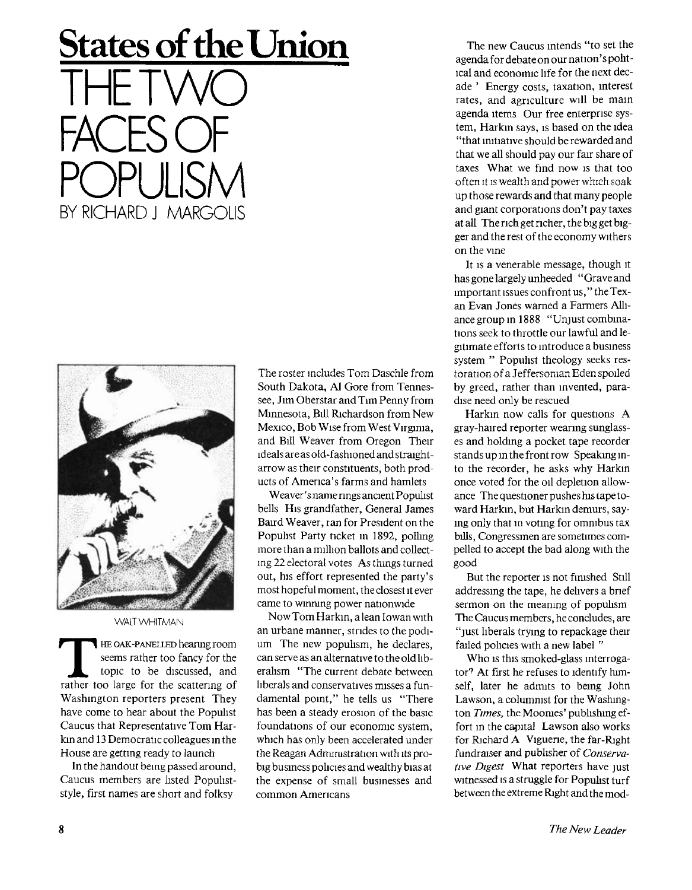# States of the Union

# THE TWO FACES OF POPULISM

BY RICHARD J. MARGOLIS

WALT WHITMAN

THE OAK-PANELLED hearing room seems rather too fancy for the topic to be discussed, and rather too large for the scattering of Washington reporters present. They have come to hear about the Populist Caucus that Representative Tom Harkin and 13 Democratic colleagues in the House are getting ready to launch.

In the handout being passed around, Caucus members are listed Populist-style, first names are short and folksy. The roster includes Tom Daschle from South Dakota, Al Gore from Tennessee, Jim Oberstar and Tim Penny from Minnesota, Bill Richardson from New Mexico, Bob Wise from West Virginia, and Bill Weaver from Oregon. Their ideals are as old-fashioned and straight-arrow as their constituents, both products of America's farms and hamlets.

Weaver's name rings ancient Populist bells. His grandfather, General James Baird Weaver, ran for President on the Populist Party ticket in 1892, polling more than a million ballots and collecting 22 electoral votes. As things turned out, his effort represented the party's most hopeful moment, the closest it ever came to winning power nationwide.

Now Tom Harkin, a lean Iowan with an urbane manner, strides to the podium. The new populism, he declares, can serve as an alternative to the old liberalism. "The current debate between liberals and conservatives misses a fundamental point," he tells us. "There has been a steady erosion of the basic foundations of our economic system, which has only been accelerated under the Reagan Administration with its pro-big business policies and wealthy bias at the expense of small businesses and common Americans."

The new Caucus intends "to set the agenda for debate on our nation's political and economic life for the next decade." Energy costs, taxation, interest rates, and agriculture will be main agenda items. Our free enterprise system, Harkin says, is based on the idea "that initiative should be rewarded and that we all should pay our fair share of taxes. What we find now is that too often it is wealth and power which soak up those rewards and that many people and giant corporations don't pay taxes at all. The rich get richer, the big get bigger and the rest of the economy withers on the vine."

It is a venerable message, though it has gone largely unheeded. "Grave and important issues confront us," the Texan Evan Jones warned a Farmers Alliance group in 1888. "Unjust combinations seek to throttle our lawful and legitimate efforts to introduce a business system." Populist theology seeks restoration of a Jeffersonian Eden spoiled by greed, rather than invented, paradise need only be rescued.

Harkin now calls for questions. A gray-haired reporter wearing sunglasses and holding a pocket tape recorder stands up in the front row. Speaking into the recorder, he asks why Harkin once voted for the oil depletion allowance. The questioner pushes his tape toward Harkin, but Harkin demurs, saying only that in voting for omnibus tax bills, Congressmen are sometimes compelled to accept the bad along with the good.

But the reporter is not finished. Still addressing the tape, he delivers a brief sermon on the meaning of populism. The Caucus members, he concludes, are "just liberals trying to repackage their failed policies with a new label."

Who is this smoked-glass interrogator? At first he refuses to identify himself, later he admits to being John Lawson, a columnist for the Washington *Times*, the Moonies' publishing effort in the capital. Lawson also works for Richard A. Viguerie, the far-Right fundraiser and publisher of *Conservative Digest*. What reporters have just witnessed is a struggle for Populist turf between the extreme Right and the mod-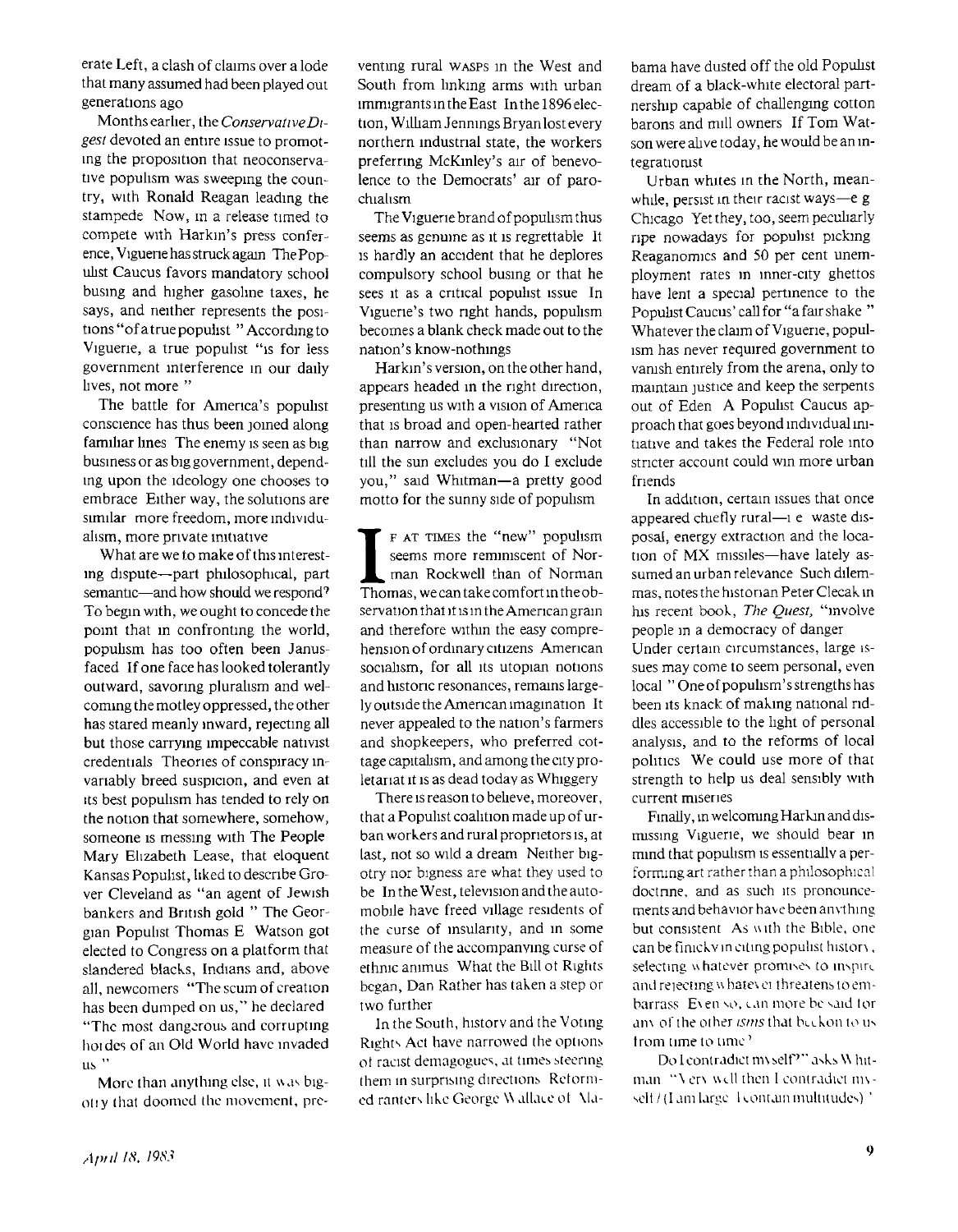erate Left, a clash of claims over a lode that many assumed had been played out generations ago

Months earlier, the *Conservative Digest* devoted an entire issue to promoting the proposition that neoconservative populism was sweeping the country, with Ronald Reagan leading the stampede Now, in a release timed to compete with Harkin's press conference, Viguerie has struck again The Populist Caucus favors mandatory school busing and higher gasoline taxes, he says, and neither represents the positions "of a true populist " According to Viguerie, a true populist "is for less government interference in our daily lives, not more "

The battle for America's populist conscience has thus been joined along familiar lines The enemy is seen as big business or as big government, depending upon the ideology one chooses to embrace Either way, the solutions are similar more freedom, more individualism, more private initiative

What are we to make of this interesting dispute—part philosophical, part semantic—and how should we respond? To begin with, we ought to concede the point that in confronting the world, populism has too often been Janus-faced If one face has looked tolerantly outward, savoring pluralism and welcoming the motley oppressed, the other has stared meanly inward, rejecting all but those carrying impeccable nativist credentials Theories of conspiracy invariably breed suspicion, and even at its best populism has tended to rely on the notion that somewhere, somehow, someone is messing with The People Mary Elizabeth Lease, that eloquent Kansas Populist, liked to describe Grover Cleveland as "an agent of Jewish bankers and British gold " The Georgian Populist Thomas E Watson got elected to Congress on a platform that slandered blacks, Indians and, above all, newcomers "The scum of creation has been dumped on us," he declared "The most dangerous and corrupting hordes of an Old World have invaded us "

More than anything else, it was bigotry that doomed the movement, preventing rural WASPs in the West and South from linking arms with urban immigrants in the East In the 1896 election, William Jennings Bryan lost every northern industrial state, the workers preferring McKinley's air of benevolence to the Democrats' air of parochialism

The Viguerie brand of populism thus seems as genuine as it is regrettable It is hardly an accident that he deplores compulsory school busing or that he sees it as a critical populist issue In Viguerie's two right hands, populism becomes a blank check made out to the nation's know-nothings

Harkin's version, on the other hand, appears headed in the right direction, presenting us with a vision of America that is broad and open-hearted rather than narrow and exclusionary "Not till the sun excludes you do I exclude you," said Whitman—a pretty good motto for the sunny side of populism

IF AT TIMES the "new" populism seems more reminiscent of Norman Rockwell than of Norman Thomas, we can take comfort in the observation that it is in the American grain and therefore within the easy comprehension of ordinary citizens American socialism, for all its utopian notions and historic resonances, remains largely outside the American imagination It never appealed to the nation's farmers and shopkeepers, who preferred cottage capitalism, and among the city proletariat it is as dead today as Whiggery

There is reason to believe, moreover, that a Populist coalition made up of urban workers and rural proprietors is, at last, not so wild a dream Neither bigotry nor bigness are what they used to be In the West, television and the automobile have freed village residents of the curse of insularity, and in some measure of the accompanying curse of ethnic animus What the Bill of Rights began, Dan Rather has taken a step or two further

In the South, history and the Voting Rights Act have narrowed the options of racist demagogues, at times steering them in surprising directions Reformed ranters like George Wallace of Alabama have dusted off the old Populist dream of a black-white electoral partnership capable of challenging cotton barons and mill owners If Tom Watson were alive today, he would be an integrationist

Urban whites in the North, meanwhile, persist in their racist ways—e g Chicago Yet they, too, seem peculiarly ripe nowadays for populist picking Reaganomics and 50 per cent unemployment rates in inner-city ghettos have lent a special pertinence to the Populist Caucus' call for "a fair shake " Whatever the claim of Viguerie, populism has never required government to vanish entirely from the arena, only to maintain justice and keep the serpents out of Eden A Populist Caucus approach that goes beyond individual initiative and takes the Federal role into stricter account could win more urban friends

In addition, certain issues that once appeared chiefly rural—i e waste disposal, energy extraction and the location of MX missiles—have lately assumed an urban relevance Such dilemmas, notes the historian Peter Clecak in his recent book, *The Quest,* "involve people in a democracy of danger Under certain circumstances, large issues may come to seem personal, even local " One of populism's strengths has been its knack of making national riddles accessible to the light of personal analysis, and to the reforms of local politics We could use more of that strength to help us deal sensibly with current miseries

Finally, in welcoming Harkin and dismissing Viguerie, we should bear in mind that populism is essentially a performing art rather than a philosophical doctrine, and as such its pronouncements and behavior have been anything but consistent As with the Bible, one can be finicky in citing populist history, selecting whatever promises to inspire and rejecting whatever threatens to embarrass Even so, can more be said for any of the other *isms* that beckon to us from time to time?

"Do I contradict myself?" asks Whitman "Very well then I contradict myself / (I am large I contain multitudes) "